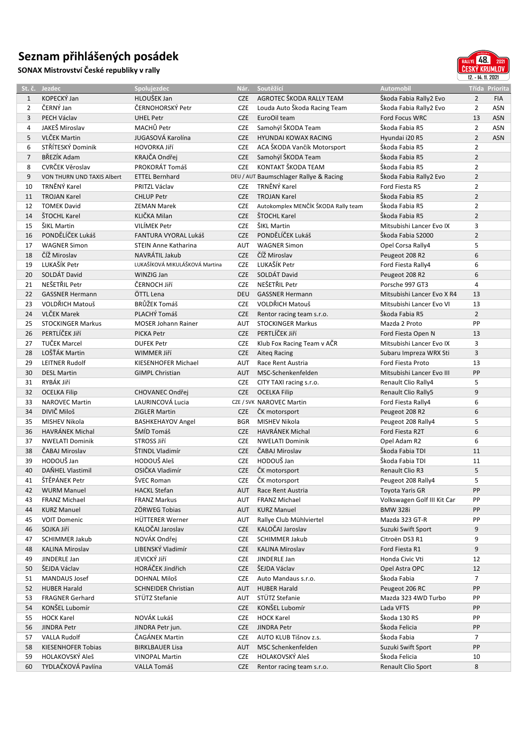# Seznam přihlášených posádek

**SONAX Mistrovství České republiky v rally**

RALLYE 48. 2021 ČESKÝ KRUMLOV 12. - 14. 11. 2021

| St. č. | Jezdec | Spolujezdec | Nár. | Soutěžící | Automobil | Třída | Priorita |
|---|---|---|---|---|---|---|---|
| 1 | KOPECKÝ Jan | HLOUŠEK Jan | CZE | AGROTEC ŠKODA RALLY TEAM | Škoda Fabia Rally2 Evo | 2 | FIA |
| 2 | ČERNÝ Jan | ČERNOHORSKÝ Petr | CZE | Louda Auto Škoda Racing Team | Škoda Fabia Rally2 Evo | 2 | ASN |
| 3 | PECH Václav | UHEL Petr | CZE | EuroOil team | Ford Focus WRC | 13 | ASN |
| 4 | JAKEŠ Miroslav | MACHŮ Petr | CZE | Samohýl ŠKODA Team | Škoda Fabia R5 | 2 | ASN |
| 5 | VLČEK Martin | JUGASOVÁ Karolína | CZE | HYUNDAI KOWAX RACING | Hyundai i20 R5 | 2 | ASN |
| 6 | STŘÍTESKÝ Dominik | HOVORKA Jiří | CZE | ACA ŠKODA Vančík Motorsport | Škoda Fabia R5 | 2 | |
| 7 | BŘEZÍK Adam | KRAJČA Ondřej | CZE | Samohýl ŠKODA Team | Škoda Fabia R5 | 2 | |
| 8 | CVRČEK Věroslav | PROKORÁT Tomáš | CZE | KONTAKT ŠKODA TEAM | Škoda Fabia R5 | 2 | |
| 9 | VON THURN UND TAXIS Albert | ETTEL Bernhard | DEU / AUT | Baumschlager Rallye & Racing | Škoda Fabia Rally2 Evo | 2 | |
| 10 | TRNĚNÝ Karel | PRITZL Václav | CZE | TRNĚNÝ Karel | Ford Fiesta R5 | 2 | |
| 11 | TROJAN Karel | CHLUP Petr | CZE | TROJAN Karel | Škoda Fabia R5 | 2 | |
| 12 | TOMEK David | ZEMAN Marek | CZE | Autokomplex MENČÍK ŠKODA Rally team | Škoda Fabia R5 | 2 | |
| 14 | ŠTOCHL Karel | KLIČKA Milan | CZE | ŠTOCHL Karel | Škoda Fabia R5 | 2 | |
| 15 | ŠIKL Martin | VILÍMEK Petr | CZE | ŠIKL Martin | Mitsubishi Lancer Evo IX | 3 | |
| 16 | PONDĚLÍČEK Lukáš | FANTURA VYORAL Lukáš | CZE | PONDĚLÍČEK Lukáš | Škoda Fabia S2000 | 2 | |
| 17 | WAGNER Simon | STEIN Anne Katharina | AUT | WAGNER Simon | Opel Corsa Rally4 | 5 | |
| 18 | ČÍŽ Miroslav | NAVRÁTIL Jakub | CZE | ČÍŽ Miroslav | Peugeot 208 R2 | 6 | |
| 19 | LUKAŠÍK Petr | LUKAŠÍKOVÁ MIKULÁŠKOVÁ Martina | CZE | LUKAŠÍK Petr | Ford Fiesta Rally4 | 6 | |
| 20 | SOLDÁT David | WINZIG Jan | CZE | SOLDÁT David | Peugeot 208 R2 | 6 | |
| 21 | NEŠETŘIL Petr | ČERNOCH Jiří | CZE | NEŠETŘIL Petr | Porsche 997 GT3 | 4 | |
| 22 | GASSNER Hermann | ÖTTL Lena | DEU | GASSNER Hermann | Mitsubishi Lancer Evo X R4 | 13 | |
| 23 | VOLDŘICH Matouš | BRŮŽEK Tomáš | CZE | VOLDŘICH Matouš | Mitsubishi Lancer Evo VI | 13 | |
| 24 | VLČEK Marek | PLACHÝ Tomáš | CZE | Rentor racing team s.r.o. | Škoda Fabia R5 | 2 | |
| 25 | STOCKINGER Markus | MOSER Johann Rainer | AUT | STOCKINGER Markus | Mazda 2 Proto | PP | |
| 26 | PERTLÍČEK Jiří | PICKA Petr | CZE | PERTLÍČEK Jiří | Ford Fiesta Open N | 13 | |
| 27 | TUČEK Marcel | DUFEK Petr | CZE | Klub Fox Racing Team v AČR | Mitsubishi Lancer Evo IX | 3 | |
| 28 | LOŠŤÁK Martin | WIMMER Jiří | CZE | Aiteq Racing | Subaru Impreza WRX Sti | 3 | |
| 29 | LEITNER Rudolf | KIESENHOFER Michael | AUT | Race Rent Austria | Ford Fiesta Proto | 13 | |
| 30 | DESL Martin | GIMPL Christian | AUT | MSC-Schenkenfelden | Mitsubishi Lancer Evo III | PP | |
| 31 | RYBÁK Jiří | | CZE | CITY TAXI racing s.r.o. | Renault Clio Rally4 | 5 | |
| 32 | OCELKA Filip | CHOVANEC Ondřej | CZE | OCELKA Filip | Renault Clio Rally5 | 9 | |
| 33 | NAROVEC Martin | LAURINCOVÁ Lucia | CZE / SVK | NAROVEC Martin | Ford Fiesta Rally4 | 6 | |
| 34 | DIVIČ Miloš | ZIGLER Martin | CZE | ČK motorsport | Peugeot 208 R2 | 6 | |
| 35 | MISHEV Nikola | BASHKEHAYOV Angel | BGR | MISHEV Nikola | Peugeot 208 Rally4 | 5 | |
| 36 | HAVRÁNEK Michal | ŠMÍD Tomáš | CZE | HAVRÁNEK Michal | Ford Fiesta R2T | 6 | |
| 37 | NWELATI Dominik | STROSS Jiří | CZE | NWELATI Dominik | Opel Adam R2 | 6 | |
| 38 | ČABAJ Miroslav | ŠTINDL Vladimír | CZE | ČABAJ Miroslav | Škoda Fabia TDI | 11 | |
| 39 | HODOUŠ Jan | HODOUŠ Aleš | CZE | HODOUŠ Jan | Škoda Fabia TDI | 11 | |
| 40 | DAŇHEL Vlastimil | OSIČKA Vladimír | CZE | ČK motorsport | Renault Clio R3 | 5 | |
| 41 | ŠTĚPÁNEK Petr | ŠVEC Roman | CZE | ČK motorsport | Peugeot 208 Rally4 | 5 | |
| 42 | WURM Manuel | HACKL Stefan | AUT | Race Rent Austria | Toyota Yaris GR | PP | |
| 43 | FRANZ Michael | FRANZ Markus | AUT | FRANZ Michael | Volkswagen Golf III Kit Car | PP | |
| 44 | KURZ Manuel | ZÖRWEG Tobias | AUT | KURZ Manuel | BMW 328i | PP | |
| 45 | VOIT Domenic | HÜTTERER Werner | AUT | Rallye Club Mühlviertel | Mazda 323 GT-R | PP | |
| 46 | SOJKA Jiří | KALOČAI Jaroslav | CZE | KALOČAI Jaroslav | Suzuki Swift Sport | 9 | |
| 47 | SCHIMMER Jakub | NOVÁK Ondřej | CZE | SCHIMMER Jakub | Citroën DS3 R1 | 9 | |
| 48 | KALINA Miroslav | LIBENSKÝ Vladimír | CZE | KALINA Miroslav | Ford Fiesta R1 | 9 | |
| 49 | JINDERLE Jan | JEVICKÝ Jiří | CZE | JINDERLE Jan | Honda Civic Vti | 12 | |
| 50 | ŠEJDA Václav | HORÁČEK Jindřich | CZE | ŠEJDA Václav | Opel Astra OPC | 12 | |
| 51 | MANDAUS Josef | DOHNAL Miloš | CZE | Auto Mandaus s.r.o. | Škoda Fabia | 7 | |
| 52 | HUBER Harald | SCHNEIDER Christian | AUT | HUBER Harald | Peugeot 206 RC | PP | |
| 53 | FRAGNER Gerhard | STÜTZ Stefanie | AUT | STÜTZ Stefanie | Mazda 323 4WD Turbo | PP | |
| 54 | KONŠEL Lubomír | | CZE | KONŠEL Lubomír | Lada VFTS | PP | |
| 55 | HOCK Karel | NOVÁK Lukáš | CZE | HOCK Karel | Škoda 130 RS | PP | |
| 56 | JINDRA Petr | JINDRA Petr jun. | CZE | JINDRA Petr | Škoda Felicia | PP | |
| 57 | VALLA Rudolf | ČAGÁNEK Martin | CZE | AUTO KLUB Tišnov z.s. | Škoda Fabia | 7 | |
| 58 | KIESENHOFER Tobias | BIRKLBAUER Lisa | AUT | MSC Schenkenfelden | Suzuki Swift Sport | PP | |
| 59 | HOLAKOVSKÝ Aleš | VINOPAL Martin | CZE | HOLAKOVSKÝ Aleš | Škoda Felicia | 10 | |
| 60 | TYDLAČKOVÁ Pavlína | VALLA Tomáš | CZE | Rentor racing team s.r.o. | Renault Clio Sport | 8 | |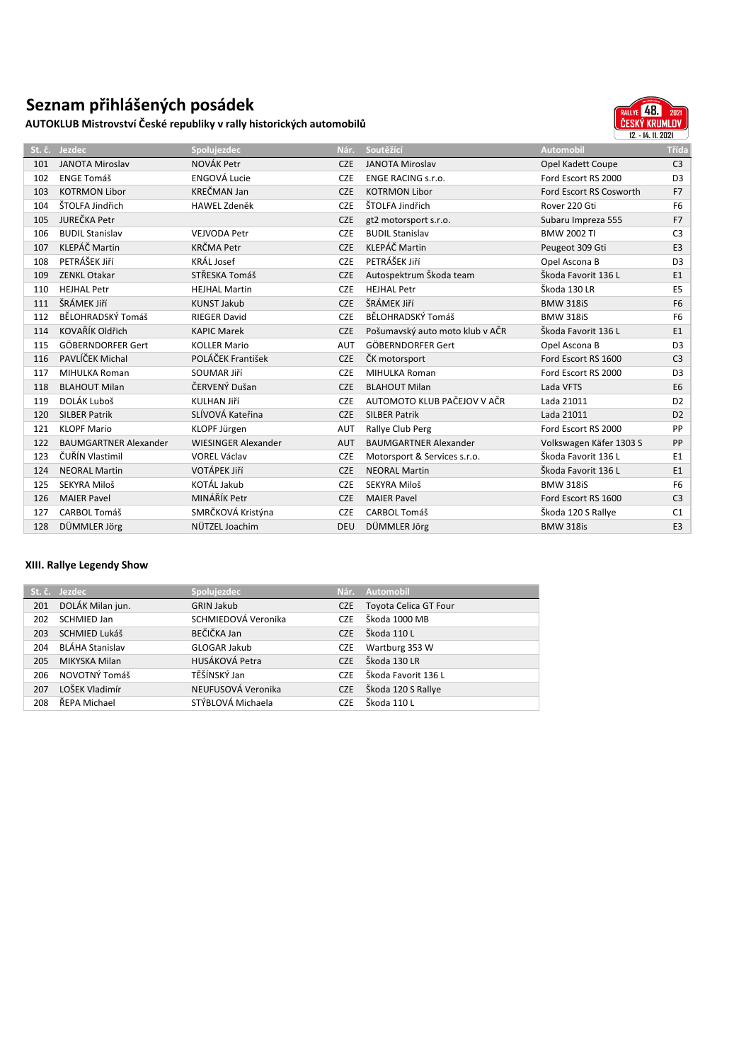# Seznam přihlášených posádek

**AUTOKLUB Mistrovství České republiky v rally historických automobilů**

| St. č. | Jezdec | Spolujezdec | Nár. | Soutěžící | Automobil | Třída |
|---|---|---|---|---|---|---|
| 101 | JANOTA Miroslav | NOVÁK Petr | CZE | JANOTA Miroslav | Opel Kadett Coupe | C3 |
| 102 | ENGE Tomáš | ENGOVÁ Lucie | CZE | ENGE RACING s.r.o. | Ford Escort RS 2000 | D3 |
| 103 | KOTRMON Libor | KREČMAN Jan | CZE | KOTRMON Libor | Ford Escort RS Cosworth | F7 |
| 104 | ŠTOLFA Jindřich | HAWEL Zdeněk | CZE | ŠTOLFA Jindřich | Rover 220 GTi | F6 |
| 105 | JUREČKA Petr | | CZE | gt2 motorsport s.r.o. | Subaru Impreza 555 | F7 |
| 106 | BUDIL Stanislav | VEJVODA Petr | CZE | BUDIL Stanislav | BMW 2002 TI | C3 |
| 107 | KLEPÁČ Martin | KRČMA Petr | CZE | KLEPÁČ Martin | Peugeot 309 Gti | E3 |
| 108 | PETRÁŠEK Jiří | KRÁL Josef | CZE | PETRÁŠEK Jiří | Opel Ascona B | D3 |
| 109 | ZENKL Otakar | STŘESKA Tomáš | CZE | Autospektrum Škoda team | Škoda Favorit 136 L | E1 |
| 110 | HEJHAL Petr | HEJHAL Martin | CZE | HEJHAL Petr | Škoda 130 LR | E5 |
| 111 | ŠRÁMEK Jiří | KUNST Jakub | CZE | ŠRÁMEK Jiří | BMW 318iS | F6 |
| 112 | BĚLOHRADSKÝ Tomáš | RIEGER David | CZE | BĚLOHRADSKÝ Tomáš | BMW 318iS | F6 |
| 114 | KOVAŘÍK Oldřich | KAPIC Marek | CZE | Pošumavský auto moto klub v AČR | Škoda Favorit 136 L | E1 |
| 115 | GÖBERNDORFER Gert | KOLLER Mario | AUT | GÖBERNDORFER Gert | Opel Ascona B | D3 |
| 116 | PAVLÍČEK Michal | POLÁČEK František | CZE | ČK motorsport | Ford Escort RS 1600 | C3 |
| 117 | MIHULKA Roman | SOUMAR Jiří | CZE | MIHULKA Roman | Ford Escort RS 2000 | D3 |
| 118 | BLAHOUT Milan | ČERVENÝ Dušan | CZE | BLAHOUT Milan | Lada VFTS | E6 |
| 119 | DOLÁK Luboš | KULHAN Jiří | CZE | AUTOMOTO KLUB PAČEJOV V AČR | Lada 21011 | D2 |
| 120 | SILBER Patrik | SLÍVOVÁ Kateřina | CZE | SILBER Patrik | Lada 21011 | D2 |
| 121 | KLOPF Mario | KLOPF Jürgen | AUT | Rallye Club Perg | Ford Escort RS 2000 | PP |
| 122 | BAUMGARTNER Alexander | WIESINGER Alexander | AUT | BAUMGARTNER Alexander | Volkswagen Käfer 1303 S | PP |
| 123 | ČUŘÍN Vlastimil | VOREL Václav | CZE | Motorsport & Services s.r.o. | Škoda Favorit 136 L | E1 |
| 124 | NEORAL Martin | VOTÁPEK Jiří | CZE | NEORAL Martin | Škoda Favorit 136 L | E1 |
| 125 | SEKYRA Miloš | KOTÁL Jakub | CZE | SEKYRA Miloš | BMW 318iS | F6 |
| 126 | MAIER Pavel | MINÁŘÍK Petr | CZE | MAIER Pavel | Ford Escort RS 1600 | C3 |
| 127 | CARBOL Tomáš | SMRČKOVÁ Kristýna | CZE | CARBOL Tomáš | Škoda 120 S Rallye | C1 |
| 128 | DÜMMLER Jörg | NÜTZEL Joachim | DEU | DÜMMLER Jörg | BMW 318is | E3 |

### XIII. Rallye Legendy Show

| St. č. | Jezdec | Spolujezdec | Nár. | Automobil |
|---|---|---|---|---|
| 201 | DOLÁK Milan jun. | GRIN Jakub | CZE | Toyota Celica GT Four |
| 202 | SCHMIED Jan | SCHMIEDOVÁ Veronika | CZE | Škoda 1000 MB |
| 203 | SCHMIED Lukáš | BEČIČKA Jan | CZE | Škoda 110 L |
| 204 | BLÁHA Stanislav | GLOGAR Jakub | CZE | Wartburg 353 W |
| 205 | MIKYSKA Milan | HUSÁKOVÁ Petra | CZE | Škoda 130 LR |
| 206 | NOVOTNÝ Tomáš | TĚŠÍNSKÝ Jan | CZE | Škoda Favorit 136 L |
| 207 | LOŠEK Vladimír | NEUFUSOVÁ Veronika | CZE | Škoda 120 S Rallye |
| 208 | ŘEPA Michael | STÝBLOVÁ Michaela | CZE | Škoda 110 L |